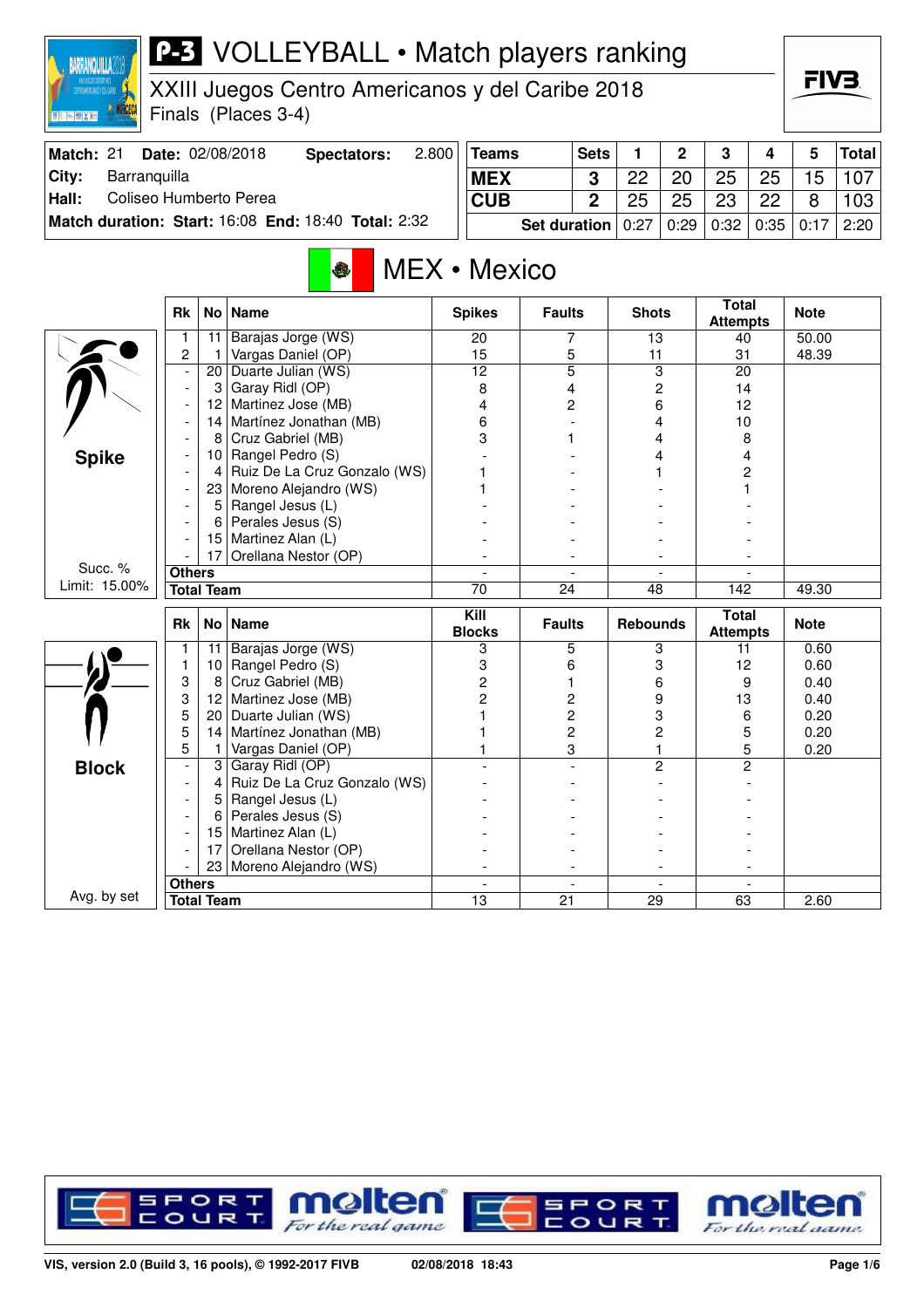# P-3 VOLLEYBALL • Match players ranking

XXIII Juegos Centro Americanos y del Caribe 2018
Finals (Places 3-4)

| Match: 21 | Date: 02/08/2018 | Spectators: | 2.800 |
|---|---|---|---|
| City: | Barranquilla | | |
| Hall: | Coliseo Humberto Perea | | |
| Match duration: | Start: 16:08 | End: 18:40 | Total: 2:32 |

| Teams | Sets | 1 | 2 | 3 | 4 | 5 | Total |
|---|---|---|---|---|---|---|---|
| MEX | 3 | 22 | 20 | 25 | 25 | 15 | 107 |
| CUB | 2 | 25 | 25 | 23 | 22 | 8 | 103 |
| Set duration | | 0:27 | 0:29 | 0:32 | 0:35 | 0:17 | 2:20 |

## MEX • Mexico

### Spike

Succ. % Limit: 15.00%

| Rk | No | Name | Spikes | Faults | Shots | Total Attempts | Note |
|---|---|---|---|---|---|---|---|
| 1 | 11 | Barajas Jorge (WS) | 20 | 7 | 13 | 40 | 50.00 |
| 2 | 1 | Vargas Daniel (OP) | 15 | 5 | 11 | 31 | 48.39 |
| - | 20 | Duarte Julian (WS) | 12 | 5 | 3 | 20 | |
| - | 3 | Garay Ridl (OP) | 8 | 4 | 2 | 14 | |
| - | 12 | Martinez Jose (MB) | 4 | 2 | 6 | 12 | |
| - | 14 | Martínez Jonathan (MB) | 6 | - | 4 | 10 | |
| - | 8 | Cruz Gabriel (MB) | 3 | 1 | 4 | 8 | |
| - | 10 | Rangel Pedro (S) | - | - | 4 | 4 | |
| - | 4 | Ruiz De La Cruz Gonzalo (WS) | 1 | - | 1 | 2 | |
| - | 23 | Moreno Alejandro (WS) | 1 | - | - | 1 | |
| - | 5 | Rangel Jesus (L) | - | - | - | - | |
| - | 6 | Perales Jesus (S) | - | - | - | - | |
| - | 15 | Martinez Alan (L) | - | - | - | - | |
| - | 17 | Orellana Nestor (OP) | - | - | - | - | |
| Others | | | - | - | - | - | |
| Total Team | | | 70 | 24 | 48 | 142 | 49.30 |

### Block

Avg. by set

| Rk | No | Name | Kill Blocks | Faults | Rebounds | Total Attempts | Note |
|---|---|---|---|---|---|---|---|
| 1 | 11 | Barajas Jorge (WS) | 3 | 5 | 3 | 11 | 0.60 |
| 1 | 10 | Rangel Pedro (S) | 3 | 6 | 3 | 12 | 0.60 |
| 3 | 8 | Cruz Gabriel (MB) | 2 | 1 | 6 | 9 | 0.40 |
| 3 | 12 | Martinez Jose (MB) | 2 | 2 | 9 | 13 | 0.40 |
| 5 | 20 | Duarte Julian (WS) | 1 | 2 | 3 | 6 | 0.20 |
| 5 | 14 | Martínez Jonathan (MB) | 1 | 2 | 2 | 5 | 0.20 |
| 5 | 1 | Vargas Daniel (OP) | 1 | 3 | 1 | 5 | 0.20 |
| - | 3 | Garay Ridl (OP) | - | - | 2 | 2 | |
| - | 4 | Ruiz De La Cruz Gonzalo (WS) | - | - | - | - | |
| - | 5 | Rangel Jesus (L) | - | - | - | - | |
| - | 6 | Perales Jesus (S) | - | - | - | - | |
| - | 15 | Martinez Alan (L) | - | - | - | - | |
| - | 17 | Orellana Nestor (OP) | - | - | - | - | |
| - | 23 | Moreno Alejandro (WS) | - | - | - | - | |
| Others | | | - | - | - | - | |
| Total Team | | | 13 | 21 | 29 | 63 | 2.60 |

VIS, version 2.0 (Build 3, 16 pools), © 1992-2017 FIVB — 02/08/2018 18:43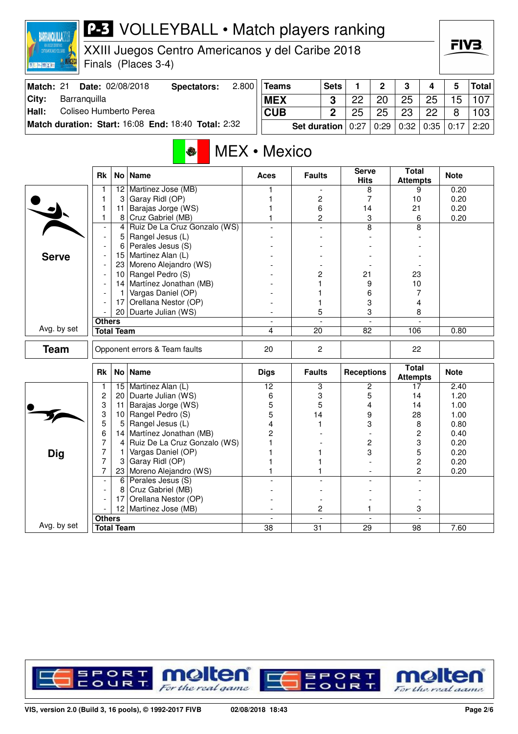# P-3 VOLLEYBALL • Match players ranking

XXIII Juegos Centro Americanos y del Caribe 2018
Finals (Places 3-4)

| | |
|---|---|
| **Match:** 21 **Date:** 02/08/2018 | **Spectators:** 2.800 |
| **City:** Barranquilla | |
| **Hall:** Coliseo Humberto Perea | |
| **Match duration: Start:** 16:08 **End:** 18:40 **Total:** 2:32 | |

| Teams | Sets | 1 | 2 | 3 | 4 | 5 | Total |
|---|---|---|---|---|---|---|---|
| MEX | 3 | 22 | 20 | 25 | 25 | 15 | 107 |
| CUB | 2 | 25 | 25 | 23 | 22 | 8 | 103 |
| | Set duration | 0:27 | 0:29 | 0:32 | 0:35 | 0:17 | 2:20 |

## MEX • Mexico

### Serve

| Rk | No | Name | Aces | Faults | Serve Hits | Total Attempts | Note |
|---|---|---|---|---|---|---|---|
| 1 | 12 | Martinez Jose (MB) | 1 | - | 8 | 9 | 0.20 |
| 1 | 3 | Garay Ridl (OP) | 1 | 2 | 7 | 10 | 0.20 |
| 1 | 11 | Barajas Jorge (WS) | 1 | 6 | 14 | 21 | 0.20 |
| 1 | 8 | Cruz Gabriel (MB) | 1 | 2 | 3 | 6 | 0.20 |
| - | 4 | Ruiz De La Cruz Gonzalo (WS) | - | - | 8 | 8 | |
| - | 5 | Rangel Jesus (L) | - | - | - | - | |
| - | 6 | Perales Jesus (S) | - | - | - | - | |
| - | 15 | Martinez Alan (L) | - | - | - | - | |
| - | 23 | Moreno Alejandro (WS) | - | - | - | - | |
| - | 10 | Rangel Pedro (S) | - | 2 | 21 | 23 | |
| - | 14 | Martínez Jonathan (MB) | - | 1 | 9 | 10 | |
| - | 1 | Vargas Daniel (OP) | - | 1 | 6 | 7 | |
| - | 17 | Orellana Nestor (OP) | - | 1 | 3 | 4 | |
| - | 20 | Duarte Julian (WS) | - | 5 | 3 | 8 | |
| Others | | | - | - | - | - | |
| Total Team | | | 4 | 20 | 82 | 106 | 0.80 |

Avg. by set

### Team

| | Aces | Faults | Serve Hits | Total Attempts | Note |
|---|---|---|---|---|---|
| Opponent errors & Team faults | 20 | 2 | | 22 | |

### Dig

| Rk | No | Name | Digs | Faults | Receptions | Total Attempts | Note |
|---|---|---|---|---|---|---|---|
| 1 | 15 | Martinez Alan (L) | 12 | 3 | 2 | 17 | 2.40 |
| 2 | 20 | Duarte Julian (WS) | 6 | 3 | 5 | 14 | 1.20 |
| 3 | 11 | Barajas Jorge (WS) | 5 | 5 | 4 | 14 | 1.00 |
| 3 | 10 | Rangel Pedro (S) | 5 | 14 | 9 | 28 | 1.00 |
| 5 | 5 | Rangel Jesus (L) | 4 | 1 | 3 | 8 | 0.80 |
| 6 | 14 | Martínez Jonathan (MB) | 2 | - | - | 2 | 0.40 |
| 7 | 4 | Ruiz De La Cruz Gonzalo (WS) | 1 | - | 2 | 3 | 0.20 |
| 7 | 1 | Vargas Daniel (OP) | 1 | 1 | 3 | 5 | 0.20 |
| 7 | 3 | Garay Ridl (OP) | 1 | 1 | - | 2 | 0.20 |
| 7 | 23 | Moreno Alejandro (WS) | 1 | 1 | - | 2 | 0.20 |
| - | 6 | Perales Jesus (S) | - | - | - | - | |
| - | 8 | Cruz Gabriel (MB) | - | - | - | - | |
| - | 17 | Orellana Nestor (OP) | - | - | - | - | |
| - | 12 | Martinez Jose (MB) | - | 2 | 1 | 3 | |
| Others | | | - | - | - | - | |
| Total Team | | | 38 | 31 | 29 | 98 | 7.60 |

Avg. by set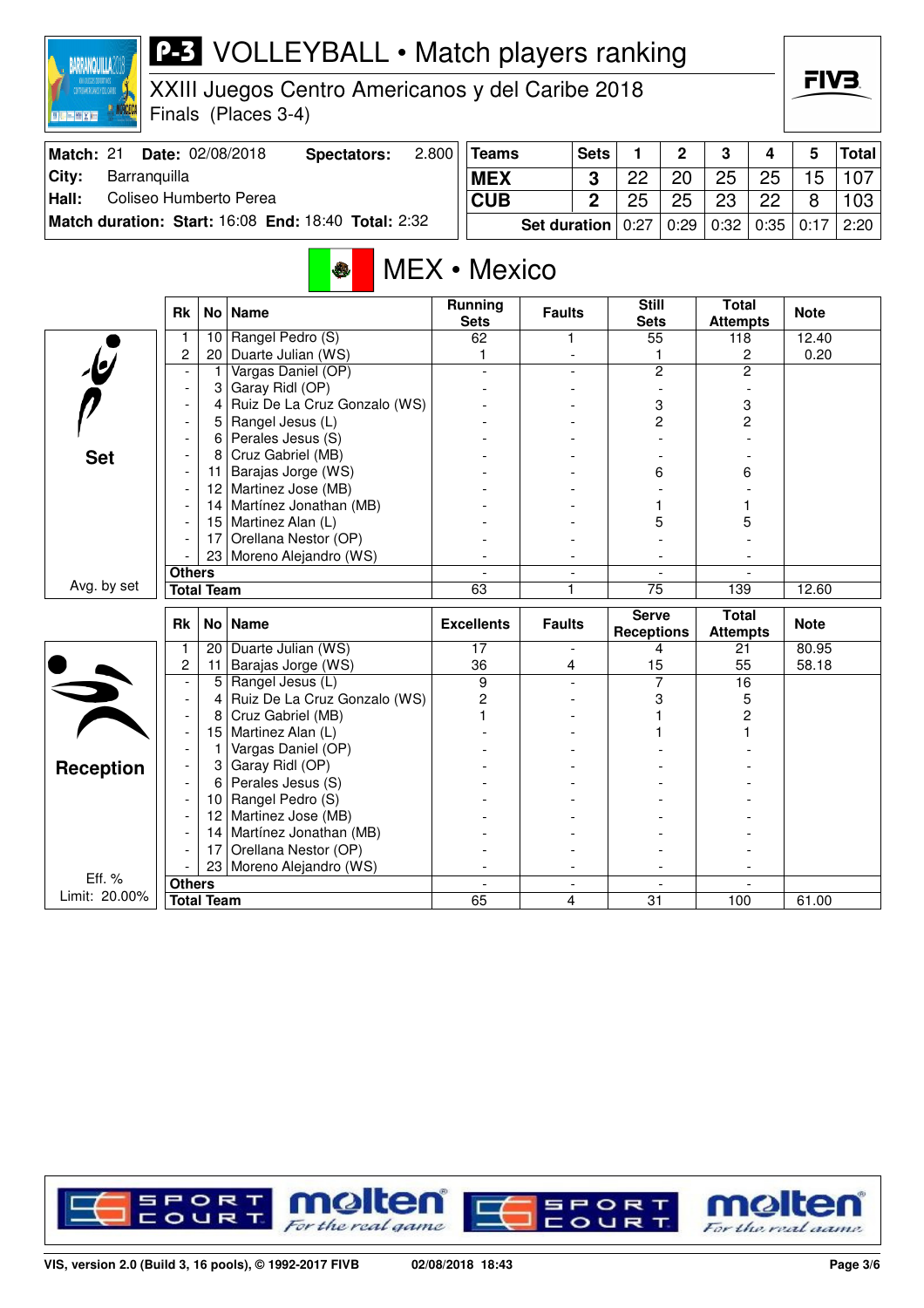# P-3 VOLLEYBALL • Match players ranking

XXIII Juegos Centro Americanos y del Caribe 2018
Finals (Places 3-4)

| Match: 21 | Date: 02/08/2018 | Spectators: 2.800 |
|---|---|---|
| City: | Barranquilla | |
| Hall: | Coliseo Humberto Perea | |
| Match duration: | Start: 16:08 End: 18:40 | Total: 2:32 |

| Teams | Sets | 1 | 2 | 3 | 4 | 5 | Total |
|---|---|---|---|---|---|---|---|
| MEX | 3 | 22 | 20 | 25 | 25 | 15 | 107 |
| CUB | 2 | 25 | 25 | 23 | 22 | 8 | 103 |
| Set duration | | 0:27 | 0:29 | 0:32 | 0:35 | 0:17 | 2:20 |

## MEX • Mexico

### Set

| Rk | No | Name | Running Sets | Faults | Still Sets | Total Attempts | Note |
|---|---|---|---|---|---|---|---|
| 1 | 10 | Rangel Pedro (S) | 62 | 1 | 55 | 118 | 12.40 |
| 2 | 20 | Duarte Julian (WS) | 1 | - | 1 | 2 | 0.20 |
| - | 1 | Vargas Daniel (OP) | - | - | 2 | 2 | |
| - | 3 | Garay Ridl (OP) | - | - | - | - | |
| - | 4 | Ruiz De La Cruz Gonzalo (WS) | - | - | 3 | 3 | |
| - | 5 | Rangel Jesus (L) | - | - | 2 | 2 | |
| - | 6 | Perales Jesus (S) | - | - | - | - | |
| - | 8 | Cruz Gabriel (MB) | - | - | - | - | |
| - | 11 | Barajas Jorge (WS) | - | - | 6 | 6 | |
| - | 12 | Martinez Jose (MB) | - | - | - | - | |
| - | 14 | Martínez Jonathan (MB) | - | - | 1 | 1 | |
| - | 15 | Martinez Alan (L) | - | - | 5 | 5 | |
| - | 17 | Orellana Nestor (OP) | - | - | - | - | |
| - | 23 | Moreno Alejandro (WS) | - | - | - | - | |
| Others | | | - | - | - | - | |
| Total Team | | | 63 | 1 | 75 | 139 | 12.60 |

Avg. by set

### Reception

| Rk | No | Name | Excellents | Faults | Serve Receptions | Total Attempts | Note |
|---|---|---|---|---|---|---|---|
| 1 | 20 | Duarte Julian (WS) | 17 | - | 4 | 21 | 80.95 |
| 2 | 11 | Barajas Jorge (WS) | 36 | 4 | 15 | 55 | 58.18 |
| - | 5 | Rangel Jesus (L) | 9 | - | 7 | 16 | |
| - | 4 | Ruiz De La Cruz Gonzalo (WS) | 2 | - | 3 | 5 | |
| - | 8 | Cruz Gabriel (MB) | 1 | - | 1 | 2 | |
| - | 15 | Martinez Alan (L) | - | - | 1 | 1 | |
| - | 1 | Vargas Daniel (OP) | - | - | - | - | |
| - | 3 | Garay Ridl (OP) | - | - | - | - | |
| - | 6 | Perales Jesus (S) | - | - | - | - | |
| - | 10 | Rangel Pedro (S) | - | - | - | - | |
| - | 12 | Martinez Jose (MB) | - | - | - | - | |
| - | 14 | Martínez Jonathan (MB) | - | - | - | - | |
| - | 17 | Orellana Nestor (OP) | - | - | - | - | |
| - | 23 | Moreno Alejandro (WS) | - | - | - | - | |
| Others | | | - | - | - | - | |
| Total Team | | | 65 | 4 | 31 | 100 | 61.00 |

Eff. %
Limit: 20.00%

VIS, version 2.0 (Build 3, 16 pools), © 1992-2017 FIVB 02/08/2018 18:43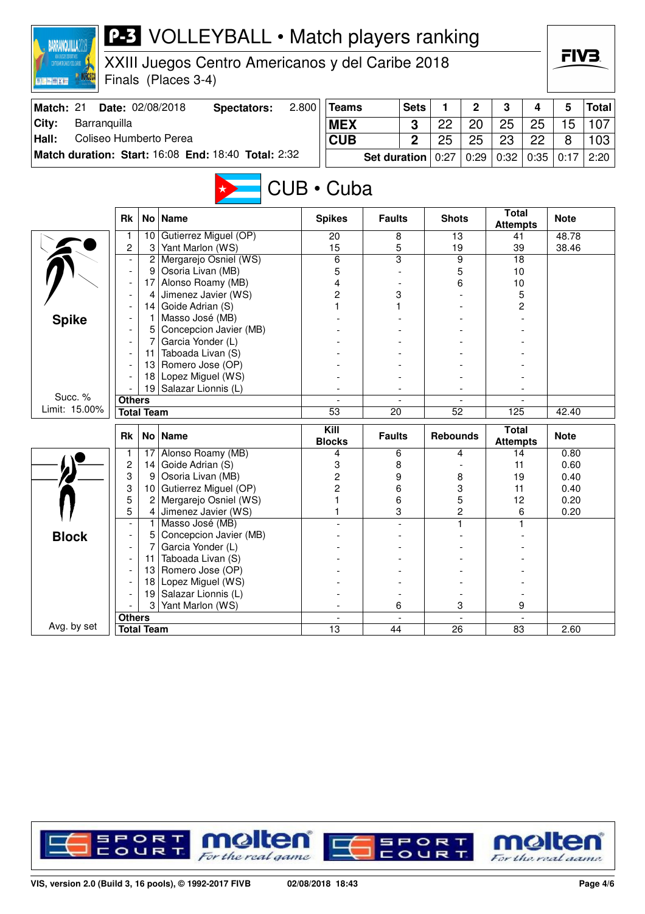# P-3 VOLLEYBALL • Match players ranking

XXIII Juegos Centro Americanos y del Caribe 2018
Finals (Places 3-4)

| Match: 21 | Date: 02/08/2018 | Spectators: | 2.800 |
|---|---|---|---|
| City: | Barranquilla | | |
| Hall: | Coliseo Humberto Perea | | |
| Match duration: | Start: 16:08 | End: 18:40 | Total: 2:32 |

| Teams | Sets | 1 | 2 | 3 | 4 | 5 | Total |
|---|---|---|---|---|---|---|---|
| MEX | 3 | 22 | 20 | 25 | 25 | 15 | 107 |
| CUB | 2 | 25 | 25 | 23 | 22 | 8 | 103 |
| Set duration | | 0:27 | 0:29 | 0:32 | 0:35 | 0:17 | 2:20 |

## CUB • Cuba

### Spike

Succ. %
Limit: 15.00%

| Rk | No | Name | Spikes | Faults | Shots | Total Attempts | Note |
|---|---|---|---|---|---|---|---|
| 1 | 10 | Gutierrez Miguel (OP) | 20 | 8 | 13 | 41 | 48.78 |
| 2 | 3 | Yant Marlon (WS) | 15 | 5 | 19 | 39 | 38.46 |
| - | 2 | Mergarejo Osniel (WS) | 6 | 3 | 9 | 18 | |
| - | 9 | Osoria Livan (MB) | 5 | - | 5 | 10 | |
| - | 17 | Alonso Roamy (MB) | 4 | - | 6 | 10 | |
| - | 4 | Jimenez Javier (WS) | 2 | 3 | - | 5 | |
| - | 14 | Goide Adrian (S) | 1 | 1 | - | 2 | |
| - | 1 | Masso José (MB) | - | - | - | - | |
| - | 5 | Concepcion Javier (MB) | - | - | - | - | |
| - | 7 | Garcia Yonder (L) | - | - | - | - | |
| - | 11 | Taboada Livan (S) | - | - | - | - | |
| - | 13 | Romero Jose (OP) | - | - | - | - | |
| - | 18 | Lopez Miguel (WS) | - | - | - | - | |
| - | 19 | Salazar Lionnis (L) | - | - | - | - | |
| Others | | | - | - | - | - | |
| Total Team | | | 53 | 20 | 52 | 125 | 42.40 |

### Block

Avg. by set

| Rk | No | Name | Kill Blocks | Faults | Rebounds | Total Attempts | Note |
|---|---|---|---|---|---|---|---|
| 1 | 17 | Alonso Roamy (MB) | 4 | 6 | 4 | 14 | 0.80 |
| 2 | 14 | Goide Adrian (S) | 3 | 8 | - | 11 | 0.60 |
| 3 | 9 | Osoria Livan (MB) | 2 | 9 | 8 | 19 | 0.40 |
| 3 | 10 | Gutierrez Miguel (OP) | 2 | 6 | 3 | 11 | 0.40 |
| 5 | 2 | Mergarejo Osniel (WS) | 1 | 6 | 5 | 12 | 0.20 |
| 5 | 4 | Jimenez Javier (WS) | 1 | 3 | 2 | 6 | 0.20 |
| - | 1 | Masso José (MB) | - | - | 1 | 1 | |
| - | 5 | Concepcion Javier (MB) | - | - | - | - | |
| - | 7 | Garcia Yonder (L) | - | - | - | - | |
| - | 11 | Taboada Livan (S) | - | - | - | - | |
| - | 13 | Romero Jose (OP) | - | - | - | - | |
| - | 18 | Lopez Miguel (WS) | - | - | - | - | |
| - | 19 | Salazar Lionnis (L) | - | - | - | - | |
| - | 3 | Yant Marlon (WS) | - | 6 | 3 | 9 | |
| Others | | | - | - | - | - | |
| Total Team | | | 13 | 44 | 26 | 83 | 2.60 |

VIS, version 2.0 (Build 3, 16 pools), © 1992-2017 FIVB — 02/08/2018 18:43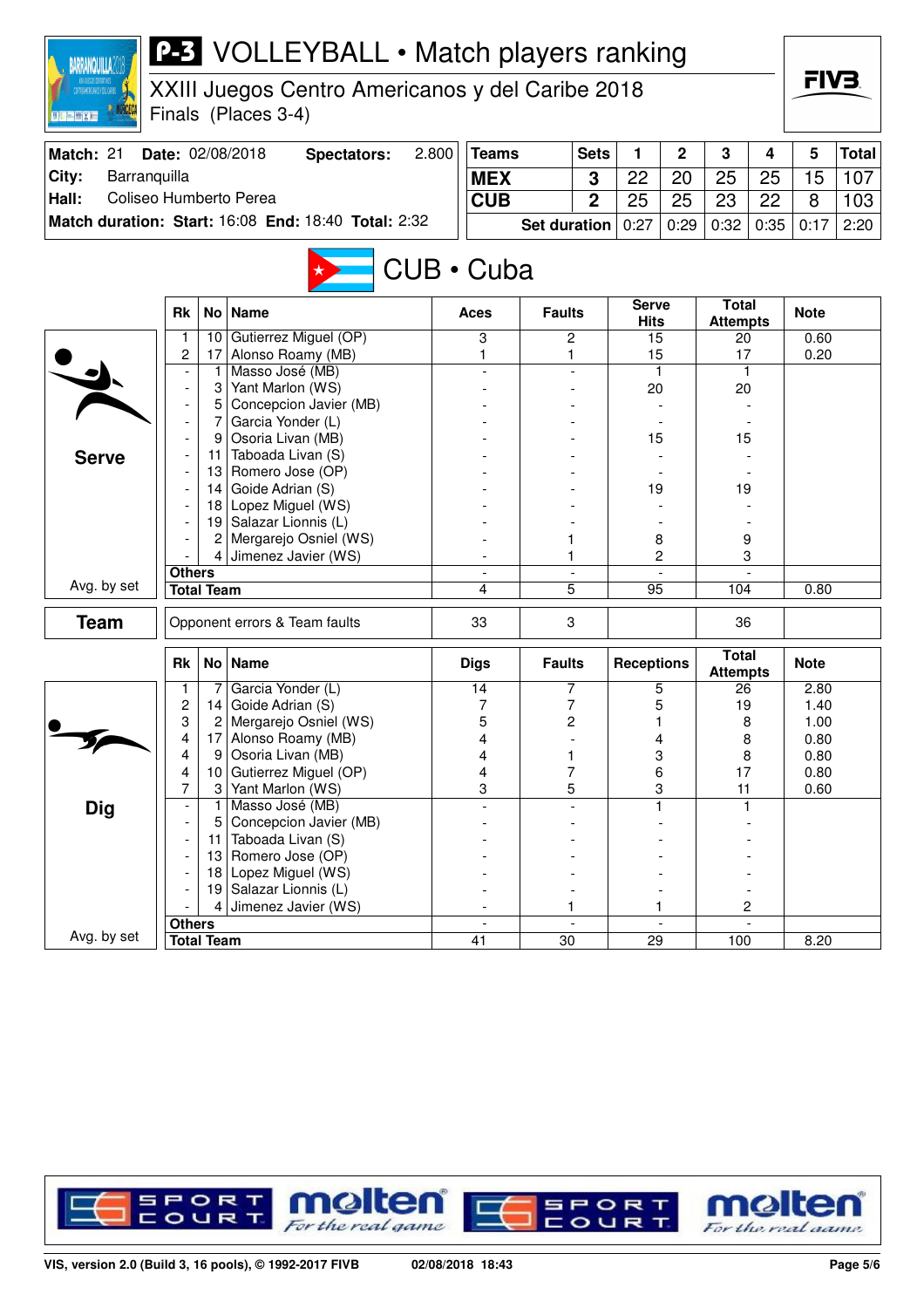# P-3 VOLLEYBALL • Match players ranking

XXIII Juegos Centro Americanos y del Caribe 2018

Finals (Places 3-4)

| Match: 21 | Date: 02/08/2018 | Spectators: | 2.800 |
|---|---|---|---|
| City: | Barranquilla | | |
| Hall: | Coliseo Humberto Perea | | |
| Match duration: | Start: 16:08 | End: 18:40 | Total: 2:32 |

| Teams | Sets | 1 | 2 | 3 | 4 | 5 | Total |
|---|---|---|---|---|---|---|---|
| MEX | 3 | 22 | 20 | 25 | 25 | 15 | 107 |
| CUB | 2 | 25 | 25 | 23 | 22 | 8 | 103 |
| Set duration | | 0:27 | 0:29 | 0:32 | 0:35 | 0:17 | 2:20 |

## CUB • Cuba

### Serve

| Rk | No | Name | Aces | Faults | Serve Hits | Total Attempts | Note |
|---|---|---|---|---|---|---|---|
| 1 | 10 | Gutierrez Miguel (OP) | 3 | 2 | 15 | 20 | 0.60 |
| 2 | 17 | Alonso Roamy (MB) | 1 | 1 | 15 | 17 | 0.20 |
| - | 1 | Masso José (MB) | - | - | 1 | 1 | |
| - | 3 | Yant Marlon (WS) | - | - | 20 | 20 | |
| - | 5 | Concepcion Javier (MB) | - | - | - | - | |
| - | 7 | Garcia Yonder (L) | - | - | - | - | |
| - | 9 | Osoria Livan (MB) | - | - | 15 | 15 | |
| - | 11 | Taboada Livan (S) | - | - | - | - | |
| - | 13 | Romero Jose (OP) | - | - | - | - | |
| - | 14 | Goide Adrian (S) | - | - | 19 | 19 | |
| - | 18 | Lopez Miguel (WS) | - | - | - | - | |
| - | 19 | Salazar Lionnis (L) | - | - | - | - | |
| - | 2 | Mergarejo Osniel (WS) | - | 1 | 8 | 9 | |
| - | 4 | Jimenez Javier (WS) | - | 1 | 2 | 3 | |
| Others | | | - | - | - | - | |
| Total Team | | | 4 | 5 | 95 | 104 | 0.80 |

Avg. by set

### Team

| | Aces | Faults | Serve Hits | Total Attempts | Note |
|---|---|---|---|---|---|
| Opponent errors & Team faults | 33 | 3 | | 36 | |

### Dig

| Rk | No | Name | Digs | Faults | Receptions | Total Attempts | Note |
|---|---|---|---|---|---|---|---|
| 1 | 7 | Garcia Yonder (L) | 14 | 7 | 5 | 26 | 2.80 |
| 2 | 14 | Goide Adrian (S) | 7 | 7 | 5 | 19 | 1.40 |
| 3 | 2 | Mergarejo Osniel (WS) | 5 | 2 | 1 | 8 | 1.00 |
| 4 | 17 | Alonso Roamy (MB) | 4 | - | 4 | 8 | 0.80 |
| 4 | 9 | Osoria Livan (MB) | 4 | 1 | 3 | 8 | 0.80 |
| 4 | 10 | Gutierrez Miguel (OP) | 4 | 7 | 6 | 17 | 0.80 |
| 7 | 3 | Yant Marlon (WS) | 3 | 5 | 3 | 11 | 0.60 |
| - | 1 | Masso José (MB) | - | - | 1 | 1 | |
| - | 5 | Concepcion Javier (MB) | - | - | - | - | |
| - | 11 | Taboada Livan (S) | - | - | - | - | |
| - | 13 | Romero Jose (OP) | - | - | - | - | |
| - | 18 | Lopez Miguel (WS) | - | - | - | - | |
| - | 19 | Salazar Lionnis (L) | - | - | - | - | |
| - | 4 | Jimenez Javier (WS) | - | 1 | 1 | 2 | |
| Others | | | - | - | - | - | |
| Total Team | | | 41 | 30 | 29 | 100 | 8.20 |

Avg. by set

VIS, version 2.0 (Build 3, 16 pools), © 1992-2017 FIVB 02/08/2018 18:43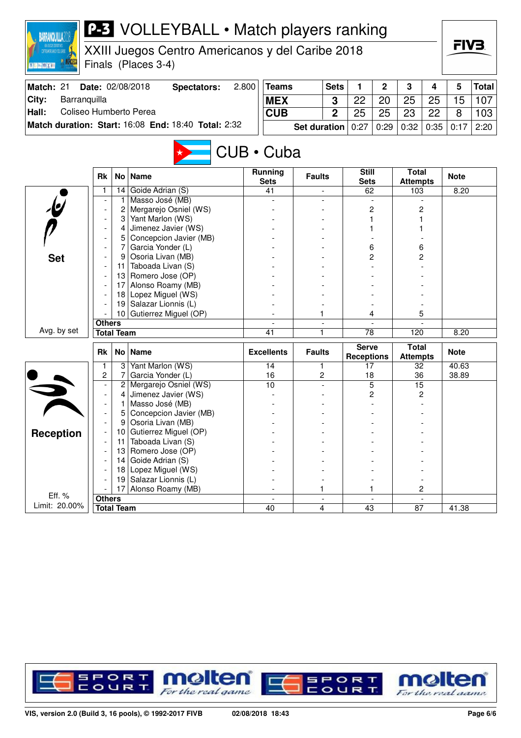# P-3 VOLLEYBALL • Match players ranking

XXIII Juegos Centro Americanos y del Caribe 2018

Finals (Places 3-4)

| | | | |
|---|---|---|---|
| **Match:** 21 | **Date:** 02/08/2018 | **Spectators:** | 2.800 |
| **City:** | Barranquilla | | |
| **Hall:** | Coliseo Humberto Perea | | |
| **Match duration: Start:** 16:08 | **End:** 18:40 | **Total:** 2:32 | |

| Teams | Sets | 1 | 2 | 3 | 4 | 5 | Total |
|---|---|---|---|---|---|---|---|
| MEX | 3 | 22 | 20 | 25 | 25 | 15 | 107 |
| CUB | 2 | 25 | 25 | 23 | 22 | 8 | 103 |
| Set duration | | 0:27 | 0:29 | 0:32 | 0:35 | 0:17 | 2:20 |

## CUB • Cuba

### Set

| Rk | No | Name | Running Sets | Faults | Still Sets | Total Attempts | Note |
|---|---|---|---|---|---|---|---|
| 1 | 14 | Goide Adrian (S) | 41 | - | 62 | 103 | 8.20 |
| - | 1 | Masso José (MB) | - | - | - | - | |
| - | 2 | Mergarejo Osniel (WS) | - | - | 2 | 2 | |
| - | 3 | Yant Marlon (WS) | - | - | 1 | 1 | |
| - | 4 | Jimenez Javier (WS) | - | - | 1 | 1 | |
| - | 5 | Concepcion Javier (MB) | - | - | - | - | |
| - | 7 | Garcia Yonder (L) | - | - | 6 | 6 | |
| - | 9 | Osoria Livan (MB) | - | - | 2 | 2 | |
| - | 11 | Taboada Livan (S) | - | - | - | - | |
| - | 13 | Romero Jose (OP) | - | - | - | - | |
| - | 17 | Alonso Roamy (MB) | - | - | - | - | |
| - | 18 | Lopez Miguel (WS) | - | - | - | - | |
| - | 19 | Salazar Lionnis (L) | - | - | - | - | |
| - | 10 | Gutierrez Miguel (OP) | - | 1 | 4 | 5 | |
| **Others** | | | - | - | - | - | |
| **Total Team** | | | 41 | 1 | 78 | 120 | 8.20 |

Avg. by set

### Reception

| Rk | No | Name | Excellents | Faults | Serve Receptions | Total Attempts | Note |
|---|---|---|---|---|---|---|---|
| 1 | 3 | Yant Marlon (WS) | 14 | 1 | 17 | 32 | 40.63 |
| 2 | 7 | Garcia Yonder (L) | 16 | 2 | 18 | 36 | 38.89 |
| - | 2 | Mergarejo Osniel (WS) | 10 | - | 5 | 15 | |
| - | 4 | Jimenez Javier (WS) | - | - | 2 | 2 | |
| - | 1 | Masso José (MB) | - | - | - | - | |
| - | 5 | Concepcion Javier (MB) | - | - | - | - | |
| - | 9 | Osoria Livan (MB) | - | - | - | - | |
| - | 10 | Gutierrez Miguel (OP) | - | - | - | - | |
| - | 11 | Taboada Livan (S) | - | - | - | - | |
| - | 13 | Romero Jose (OP) | - | - | - | - | |
| - | 14 | Goide Adrian (S) | - | - | - | - | |
| - | 18 | Lopez Miguel (WS) | - | - | - | - | |
| - | 19 | Salazar Lionnis (L) | - | - | - | - | |
| - | 17 | Alonso Roamy (MB) | - | 1 | 1 | 2 | |
| **Others** | | | - | - | - | - | |
| **Total Team** | | | 40 | 4 | 43 | 87 | 41.38 |

Eff. %
Limit: 20.00%

VIS, version 2.0 (Build 3, 16 pools), © 1992-2017 FIVB    02/08/2018 18:43